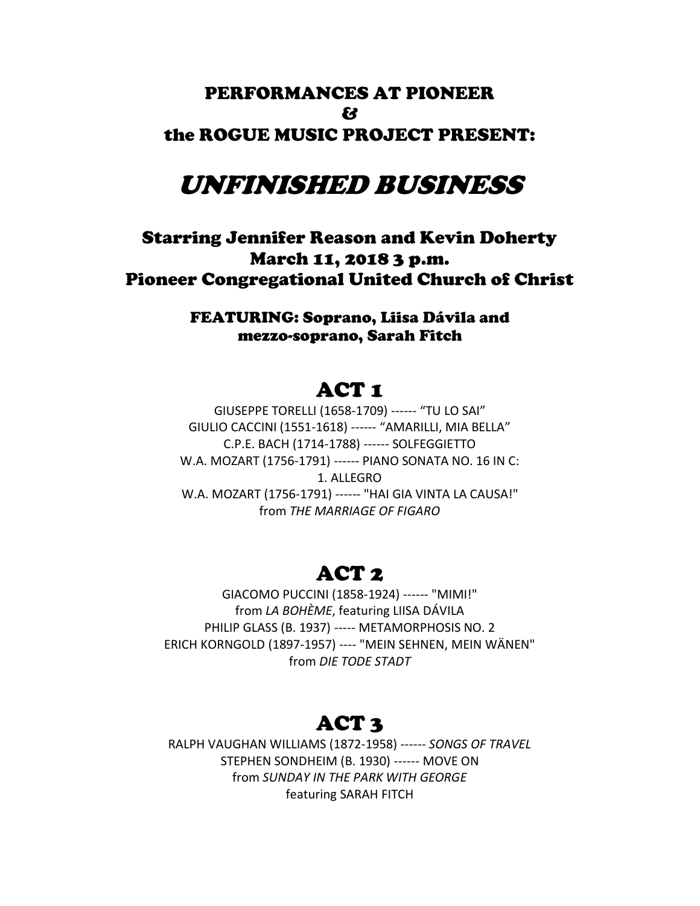## PERFORMANCES AT PIONEER
## &
## the ROGUE MUSIC PROJECT PRESENT:

# *UNFINISHED BUSINESS*

### Starring Jennifer Reason and Kevin Doherty
### March 11, 2018 3 p.m.
### Pioneer Congregational United Church of Christ

**FEATURING: Soprano, Liisa Dávila and mezzo-soprano, Sarah Fitch**

## ACT 1

GIUSEPPE TORELLI (1658-1709) ------ “TU LO SAI”
GIULIO CACCINI (1551-1618) ------ “AMARILLI, MIA BELLA”
C.P.E. BACH (1714-1788) ------ SOLFEGGIETTO
W.A. MOZART (1756-1791) ------ PIANO SONATA NO. 16 IN C:
1. ALLEGRO
W.A. MOZART (1756-1791) ------ "HAI GIA VINTA LA CAUSA!"
from *THE MARRIAGE OF FIGARO*

## ACT 2

GIACOMO PUCCINI (1858-1924) ------ "MIMI!"
from *LA BOHÈME*, featuring LIISA DÁVILA
PHILIP GLASS (B. 1937) ----- METAMORPHOSIS NO. 2
ERICH KORNGOLD (1897-1957) ---- "MEIN SEHNEN, MEIN WÄNEN"
from *DIE TODE STADT*

## ACT 3

RALPH VAUGHAN WILLIAMS (1872-1958) ------ *SONGS OF TRAVEL*
STEPHEN SONDHEIM (B. 1930) ------ MOVE ON
from *SUNDAY IN THE PARK WITH GEORGE*
featuring SARAH FITCH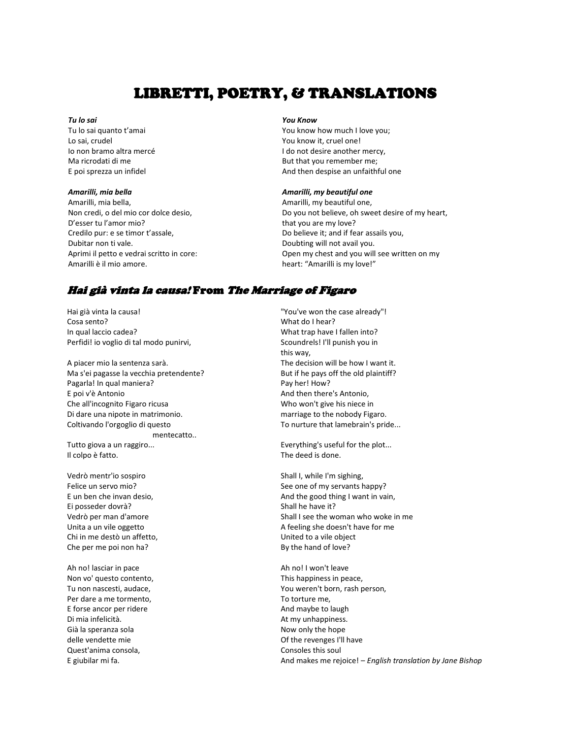// LIBRETTI, POETRY, & TRANSLATIONS

***Tu lo sai***
Tu lo sai quanto t'amai
Lo sai, crudel
Io non bramo altra mercé
Ma ricrodati di me
E poi sprezza un infidel

***You Know***
You know how much I love you;
You know it, cruel one!
I do not desire another mercy,
But that you remember me;
And then despise an unfaithful one

***Amarilli, mia bella***
Amarilli, mia bella,
Non credi, o del mio cor dolce desio,
D'esser tu l'amor mio?
Credilo pur: e se timor t'assale,
Dubitar non ti vale.
Aprimi il petto e vedrai scritto in core:
Amarilli è il mio amore.

***Amarilli, my beautiful one***
Amarilli, my beautiful one,
Do you not believe, oh sweet desire of my heart,
that you are my love?
Do believe it; and if fear assails you,
Doubting will not avail you.
Open my chest and you will see written on my heart: "Amarilli is my love!"

## *Hai già vinta la causa!* From *The Marriage of Figaro*

Hai già vinta la causa!
Cosa sento?
In qual laccio cadea?
Perfidi! io voglio di tal modo punirvi,

A piacer mio la sentenza sarà.
Ma s'ei pagasse la vecchia pretendente?
Pagarla! In qual maniera?
E poi v'è Antonio
Che all'incognito Figaro ricusa
Di dare una nipote in matrimonio.
Coltivando l'orgoglio di questo mentecatto..
Tutto giova a un raggiro...
Il colpo è fatto.

Vedrò mentr'io sospiro
Felice un servo mio?
E un ben che invan desio,
Ei posseder dovrà?
Vedrò per man d'amore
Unita a un vile oggetto
Chi in me destò un affetto,
Che per me poi non ha?

Ah no! lasciar in pace
Non vo' questo contento,
Tu non nascesti, audace,
Per dare a me tormento,
E forse ancor per ridere
Di mia infelicità.
Già la speranza sola
delle vendette mie
Quest'anima consola,
E giubilar mi fa.

"You've won the case already"!
What do I hear?
What trap have I fallen into?
Scoundrels! I'll punish you in this way,

The decision will be how I want it.
But if he pays off the old plaintiff?
Pay her! How?
And then there's Antonio,
Who won't give his niece in
marriage to the nobody Figaro.
To nurture that lamebrain's pride...

Everything's useful for the plot...
The deed is done.

Shall I, while I'm sighing,
See one of my servants happy?
And the good thing I want in vain,
Shall he have it?
Shall I see the woman who woke in me
A feeling she doesn't have for me
United to a vile object
By the hand of love?

Ah no! I won't leave
This happiness in peace,
You weren't born, rash person,
To torture me,
And maybe to laugh
At my unhappiness.
Now only the hope
Of the revenges I'll have
Consoles this soul
And makes me rejoice! – *English translation by Jane Bishop*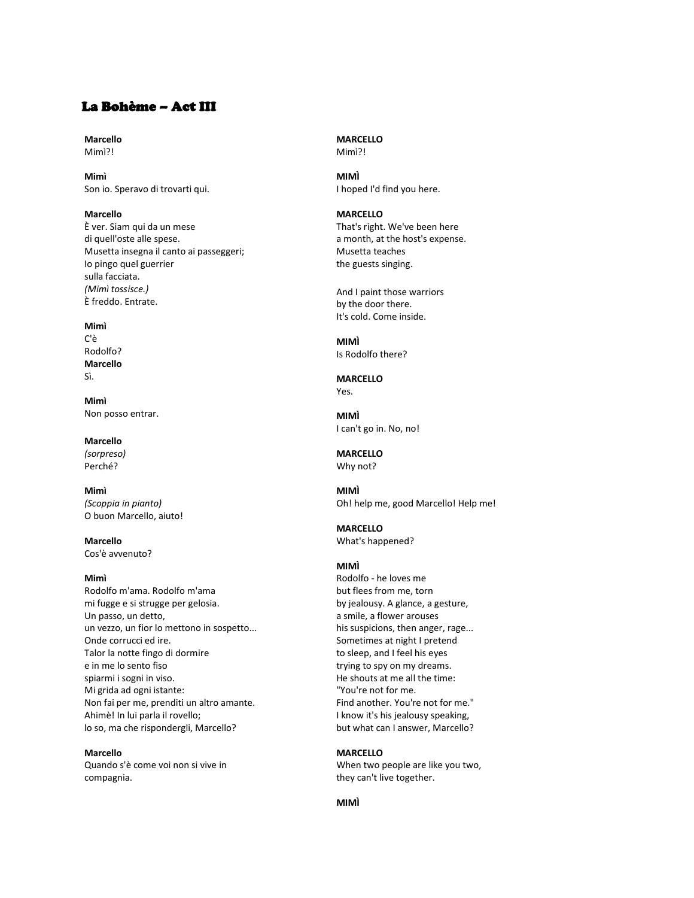## La Bohème – Act III

**Marcello**
Mimì?!

**Mimì**
Son io. Speravo di trovarti qui.

**Marcello**
È ver. Siam qui da un mese
di quell'oste alle spese.
Musetta insegna il canto ai passeggeri;
Io pingo quel guerrier
sulla facciata.
*(Mimì tossisce.)*
È freddo. Entrate.

**Mimì**
C'è
Rodolfo?

**Marcello**
Sì.

**Mimì**
Non posso entrar.

**Marcello**
*(sorpreso)*
Perché?

**Mimì**
*(Scoppia in pianto)*
O buon Marcello, aiuto!

**Marcello**
Cos'è avvenuto?

**Mimì**
Rodolfo m'ama. Rodolfo m'ama
mi fugge e si strugge per gelosia.
Un passo, un detto,
un vezzo, un fior lo mettono in sospetto...
Onde corrucci ed ire.
Talor la notte fingo di dormire
e in me lo sento fiso
spiarmi i sogni in viso.
Mi grida ad ogni istante:
Non fai per me, prenditi un altro amante.
Ahimè! In lui parla il rovello;
lo so, ma che rispondergli, Marcello?

**Marcello**
Quando s'è come voi non si vive in
compagnia.

**MARCELLO**
Mimì?!

**MIMÌ**
I hoped I'd find you here.

**MARCELLO**
That's right. We've been here
a month, at the host's expense.
Musetta teaches
the guests singing.

And I paint those warriors
by the door there.
It's cold. Come inside.

**MIMÌ**
Is Rodolfo there?

**MARCELLO**
Yes.

**MIMÌ**
I can't go in. No, no!

**MARCELLO**
Why not?

**MIMÌ**
Oh! help me, good Marcello! Help me!

**MARCELLO**
What's happened?

**MIMÌ**
Rodolfo - he loves me
but flees from me, torn
by jealousy. A glance, a gesture,
a smile, a flower arouses
his suspicions, then anger, rage...
Sometimes at night I pretend
to sleep, and I feel his eyes
trying to spy on my dreams.
He shouts at me all the time:
"You're not for me.
Find another. You're not for me."
I know it's his jealousy speaking,
but what can I answer, Marcello?

**MARCELLO**
When two people are like you two,
they can't live together.

**MIMÌ**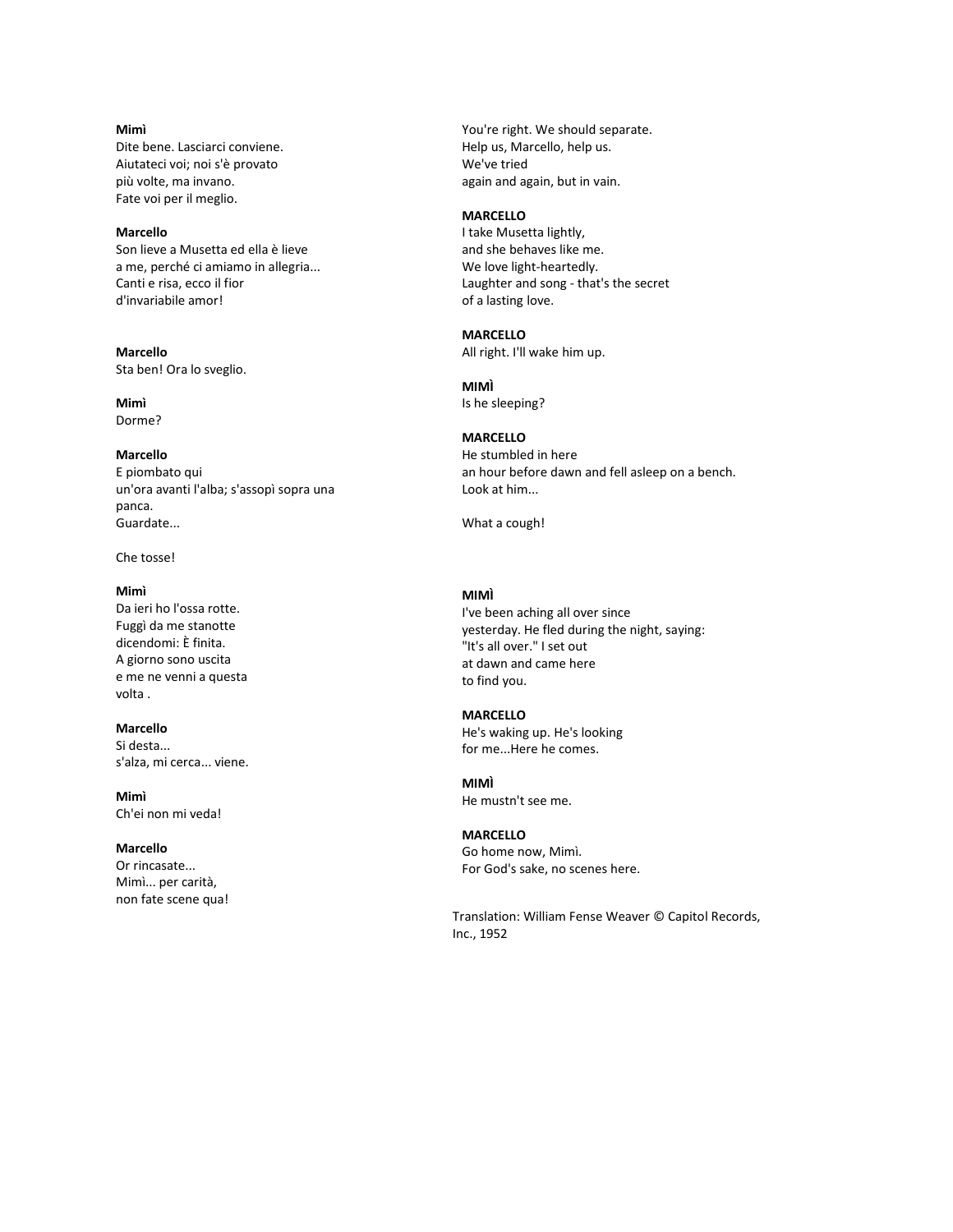**Mimì**
Dite bene. Lasciarci conviene.
Aiutateci voi; noi s'è provato
più volte, ma invano.
Fate voi per il meglio.

**Marcello**
Son lieve a Musetta ed ella è lieve
a me, perché ci amiamo in allegria...
Canti e risa, ecco il fior
d'invariabile amor!

**Marcello**
Sta ben! Ora lo sveglio.

**Mimì**
Dorme?

**Marcello**
E piombato qui
un'ora avanti l'alba; s'assopì sopra una panca.
Guardate...

Che tosse!

**Mimì**
Da ieri ho l'ossa rotte.
Fuggì da me stanotte
dicendomi: È finita.
A giorno sono uscita
e me ne venni a questa
volta .

**Marcello**
Si desta...
s'alza, mi cerca... viene.

**Mimì**
Ch'ei non mi veda!

**Marcello**
Or rincasate...
Mimì... per carità,
non fate scene qua!

You're right. We should separate.
Help us, Marcello, help us.
We've tried
again and again, but in vain.

**MARCELLO**
I take Musetta lightly,
and she behaves like me.
We love light-heartedly.
Laughter and song - that's the secret
of a lasting love.

**MARCELLO**
All right. I'll wake him up.

**MIMÌ**
Is he sleeping?

**MARCELLO**
He stumbled in here
an hour before dawn and fell asleep on a bench.
Look at him...

What a cough!

**MIMÌ**
I've been aching all over since
yesterday. He fled during the night, saying:
"It's all over." I set out
at dawn and came here
to find you.

**MARCELLO**
He's waking up. He's looking
for me...Here he comes.

**MIMÌ**
He mustn't see me.

**MARCELLO**
Go home now, Mimì.
For God's sake, no scenes here.

Translation: William Fense Weaver © Capitol Records, Inc., 1952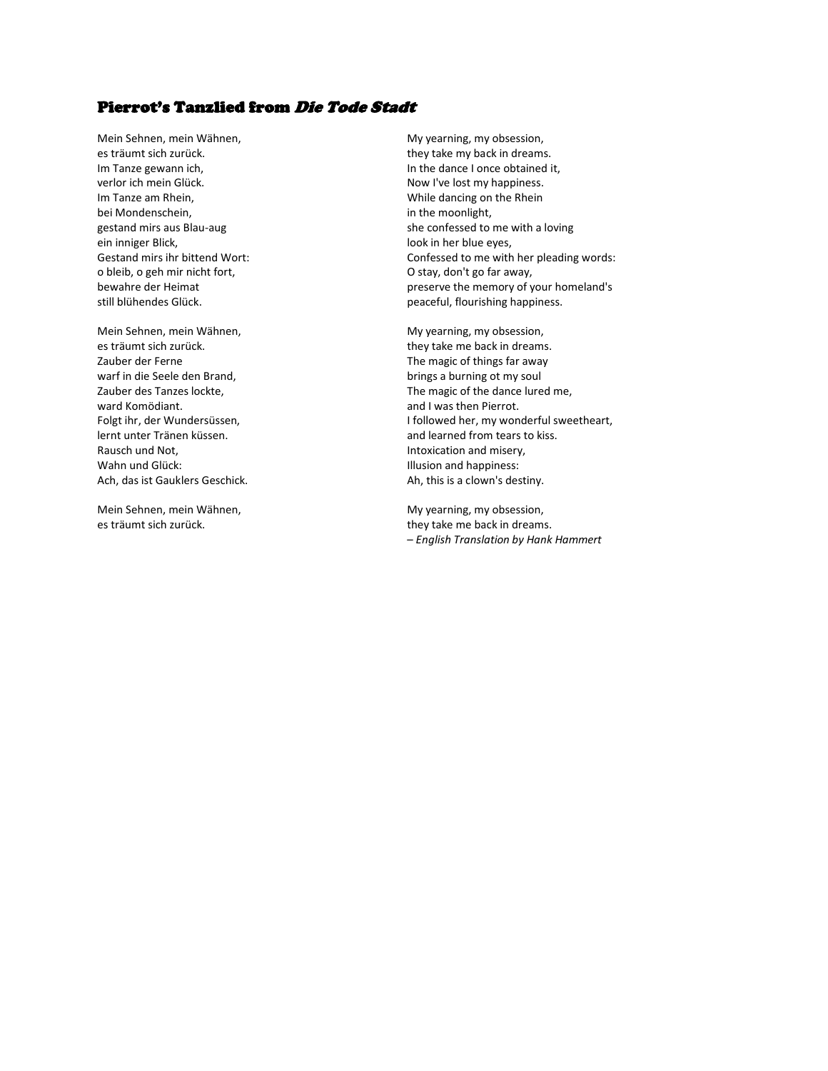## Pierrot's Tanzlied from *Die Tode Stadt*

Mein Sehnen, mein Wähnen,
es träumt sich zurück.
Im Tanze gewann ich,
verlor ich mein Glück.
Im Tanze am Rhein,
bei Mondenschein,
gestand mirs aus Blau-aug
ein inniger Blick,
Gestand mirs ihr bittend Wort:
o bleib, o geh mir nicht fort,
bewahre der Heimat
still blühendes Glück.

Mein Sehnen, mein Wähnen,
es träumt sich zurück.
Zauber der Ferne
warf in die Seele den Brand,
Zauber des Tanzes lockte,
ward Komödiant.
Folgt ihr, der Wundersüssen,
lernt unter Tränen küssen.
Rausch und Not,
Wahn und Glück:
Ach, das ist Gauklers Geschick.

Mein Sehnen, mein Wähnen,
es träumt sich zurück.

My yearning, my obsession,
they take my back in dreams.
In the dance I once obtained it,
Now I've lost my happiness.
While dancing on the Rhein
in the moonlight,
she confessed to me with a loving
look in her blue eyes,
Confessed to me with her pleading words:
O stay, don't go far away,
preserve the memory of your homeland's
peaceful, flourishing happiness.

My yearning, my obsession,
they take me back in dreams.
The magic of things far away
brings a burning ot my soul
The magic of the dance lured me,
and I was then Pierrot.
I followed her, my wonderful sweetheart,
and learned from tears to kiss.
Intoxication and misery,
Illusion and happiness:
Ah, this is a clown's destiny.

My yearning, my obsession,
they take me back in dreams.
*– English Translation by Hank Hammert*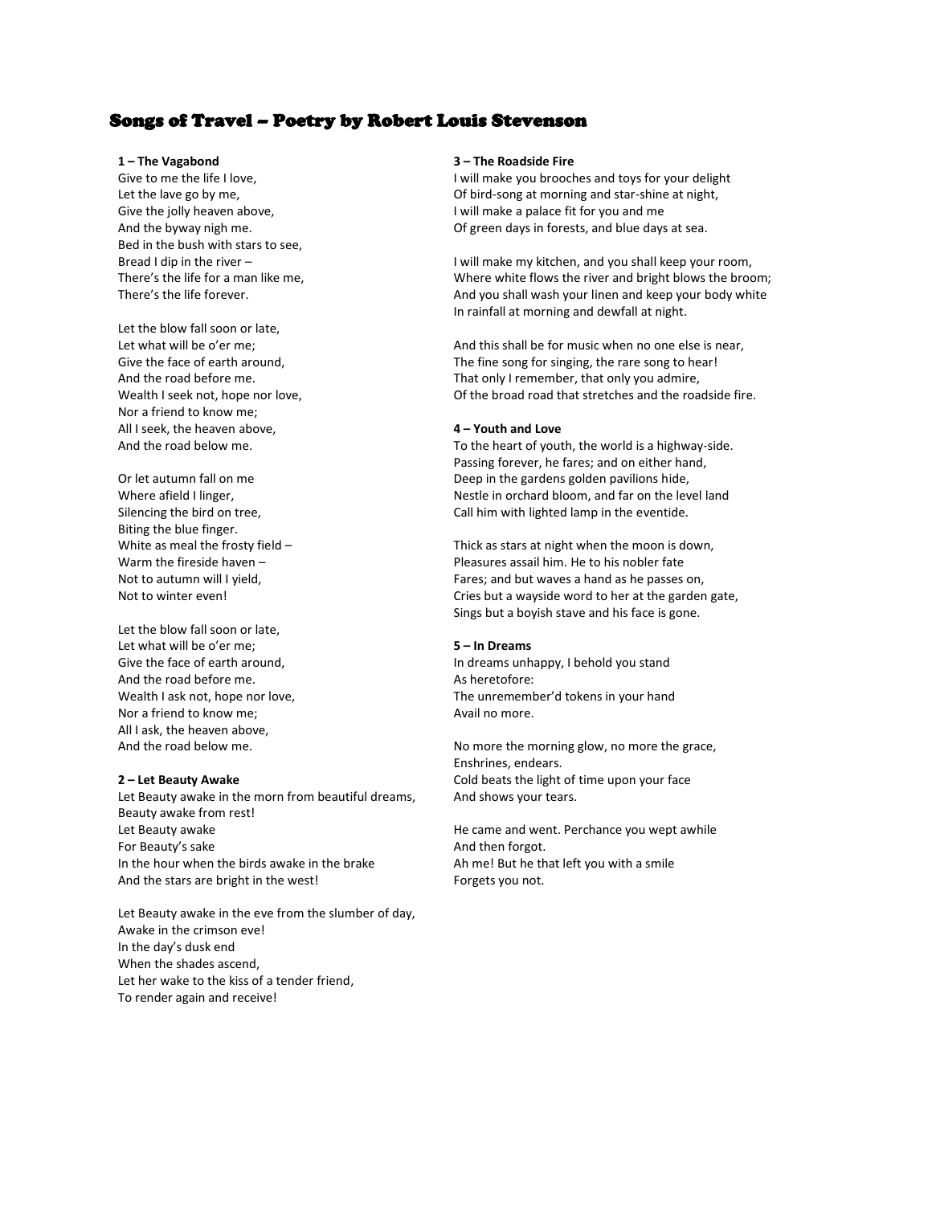# Songs of Travel – Poetry by Robert Louis Stevenson

**1 – The Vagabond**

Give to me the life I love,
Let the lave go by me,
Give the jolly heaven above,
And the byway nigh me.
Bed in the bush with stars to see,
Bread I dip in the river –
There's the life for a man like me,
There's the life forever.

Let the blow fall soon or late,
Let what will be o'er me;
Give the face of earth around,
And the road before me.
Wealth I seek not, hope nor love,
Nor a friend to know me;
All I seek, the heaven above,
And the road below me.

Or let autumn fall on me
Where afield I linger,
Silencing the bird on tree,
Biting the blue finger.
White as meal the frosty field –
Warm the fireside haven –
Not to autumn will I yield,
Not to winter even!

Let the blow fall soon or late,
Let what will be o'er me;
Give the face of earth around,
And the road before me.
Wealth I ask not, hope nor love,
Nor a friend to know me;
All I ask, the heaven above,
And the road below me.

**2 – Let Beauty Awake**

Let Beauty awake in the morn from beautiful dreams,
Beauty awake from rest!
Let Beauty awake
For Beauty's sake
In the hour when the birds awake in the brake
And the stars are bright in the west!

Let Beauty awake in the eve from the slumber of day,
Awake in the crimson eve!
In the day's dusk end
When the shades ascend,
Let her wake to the kiss of a tender friend,
To render again and receive!

**3 – The Roadside Fire**

I will make you brooches and toys for your delight
Of bird-song at morning and star-shine at night,
I will make a palace fit for you and me
Of green days in forests, and blue days at sea.

I will make my kitchen, and you shall keep your room,
Where white flows the river and bright blows the broom;
And you shall wash your linen and keep your body white
In rainfall at morning and dewfall at night.

And this shall be for music when no one else is near,
The fine song for singing, the rare song to hear!
That only I remember, that only you admire,
Of the broad road that stretches and the roadside fire.

**4 – Youth and Love**

To the heart of youth, the world is a highway-side.
Passing forever, he fares; and on either hand,
Deep in the gardens golden pavilions hide,
Nestle in orchard bloom, and far on the level land
Call him with lighted lamp in the eventide.

Thick as stars at night when the moon is down,
Pleasures assail him. He to his nobler fate
Fares; and but waves a hand as he passes on,
Cries but a wayside word to her at the garden gate,
Sings but a boyish stave and his face is gone.

**5 – In Dreams**

In dreams unhappy, I behold you stand
As heretofore:
The unremember'd tokens in your hand
Avail no more.

No more the morning glow, no more the grace,
Enshrines, endears.
Cold beats the light of time upon your face
And shows your tears.

He came and went. Perchance you wept awhile
And then forgot.
Ah me! But he that left you with a smile
Forgets you not.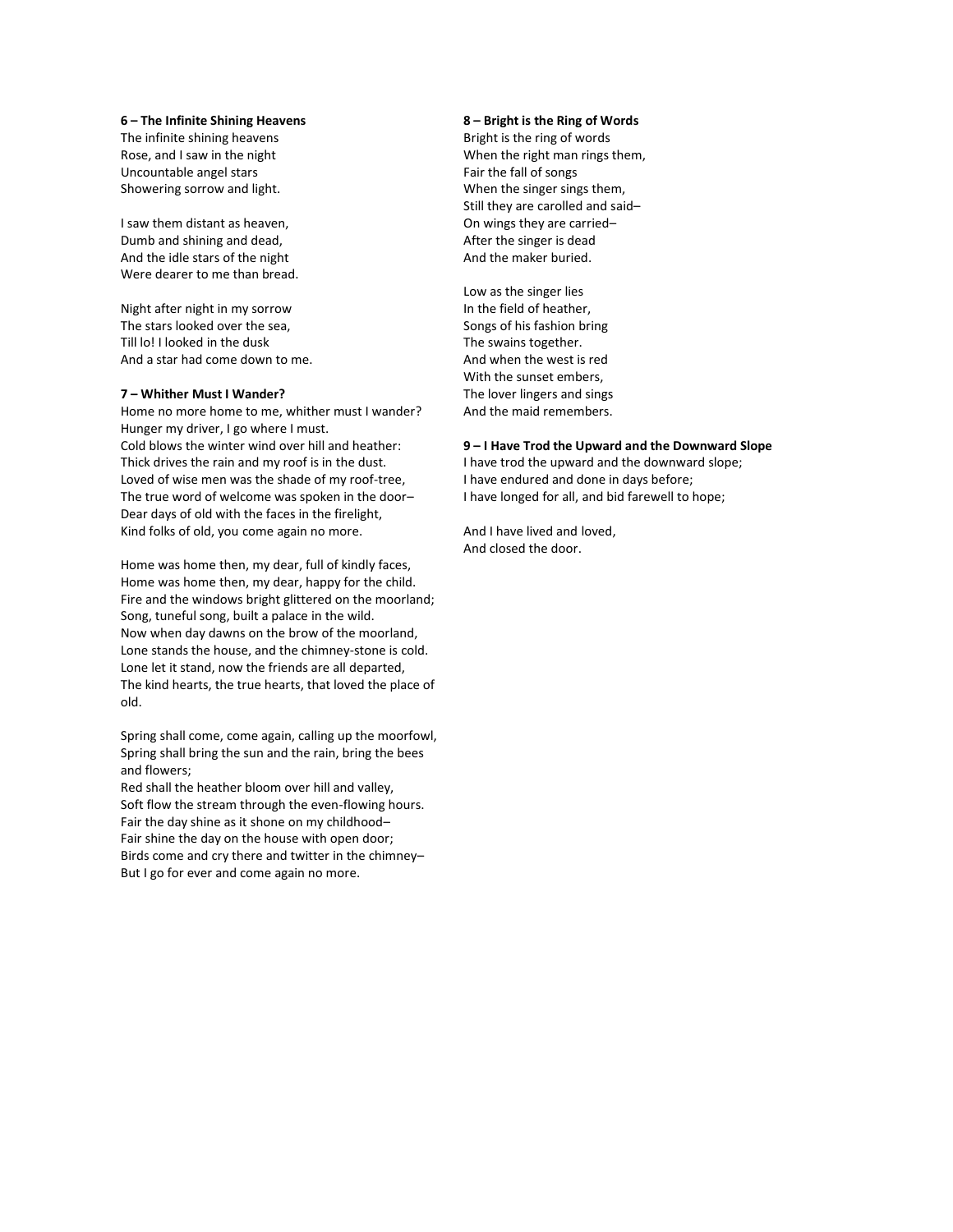**6 – The Infinite Shining Heavens**
The infinite shining heavens
Rose, and I saw in the night
Uncountable angel stars
Showering sorrow and light.

I saw them distant as heaven,
Dumb and shining and dead,
And the idle stars of the night
Were dearer to me than bread.

Night after night in my sorrow
The stars looked over the sea,
Till lo! I looked in the dusk
And a star had come down to me.

**7 – Whither Must I Wander?**
Home no more home to me, whither must I wander?
Hunger my driver, I go where I must.
Cold blows the winter wind over hill and heather:
Thick drives the rain and my roof is in the dust.
Loved of wise men was the shade of my roof-tree,
The true word of welcome was spoken in the door–
Dear days of old with the faces in the firelight,
Kind folks of old, you come again no more.

Home was home then, my dear, full of kindly faces,
Home was home then, my dear, happy for the child.
Fire and the windows bright glittered on the moorland;
Song, tuneful song, built a palace in the wild.
Now when day dawns on the brow of the moorland,
Lone stands the house, and the chimney-stone is cold.
Lone let it stand, now the friends are all departed,
The kind hearts, the true hearts, that loved the place of old.

Spring shall come, come again, calling up the moorfowl,
Spring shall bring the sun and the rain, bring the bees and flowers;
Red shall the heather bloom over hill and valley,
Soft flow the stream through the even-flowing hours.
Fair the day shine as it shone on my childhood–
Fair shine the day on the house with open door;
Birds come and cry there and twitter in the chimney–
But I go for ever and come again no more.

**8 – Bright is the Ring of Words**
Bright is the ring of words
When the right man rings them,
Fair the fall of songs
When the singer sings them,
Still they are carolled and said–
On wings they are carried–
After the singer is dead
And the maker buried.

Low as the singer lies
In the field of heather,
Songs of his fashion bring
The swains together.
And when the west is red
With the sunset embers,
The lover lingers and sings
And the maid remembers.

**9 – I Have Trod the Upward and the Downward Slope**
I have trod the upward and the downward slope;
I have endured and done in days before;
I have longed for all, and bid farewell to hope;

And I have lived and loved,
And closed the door.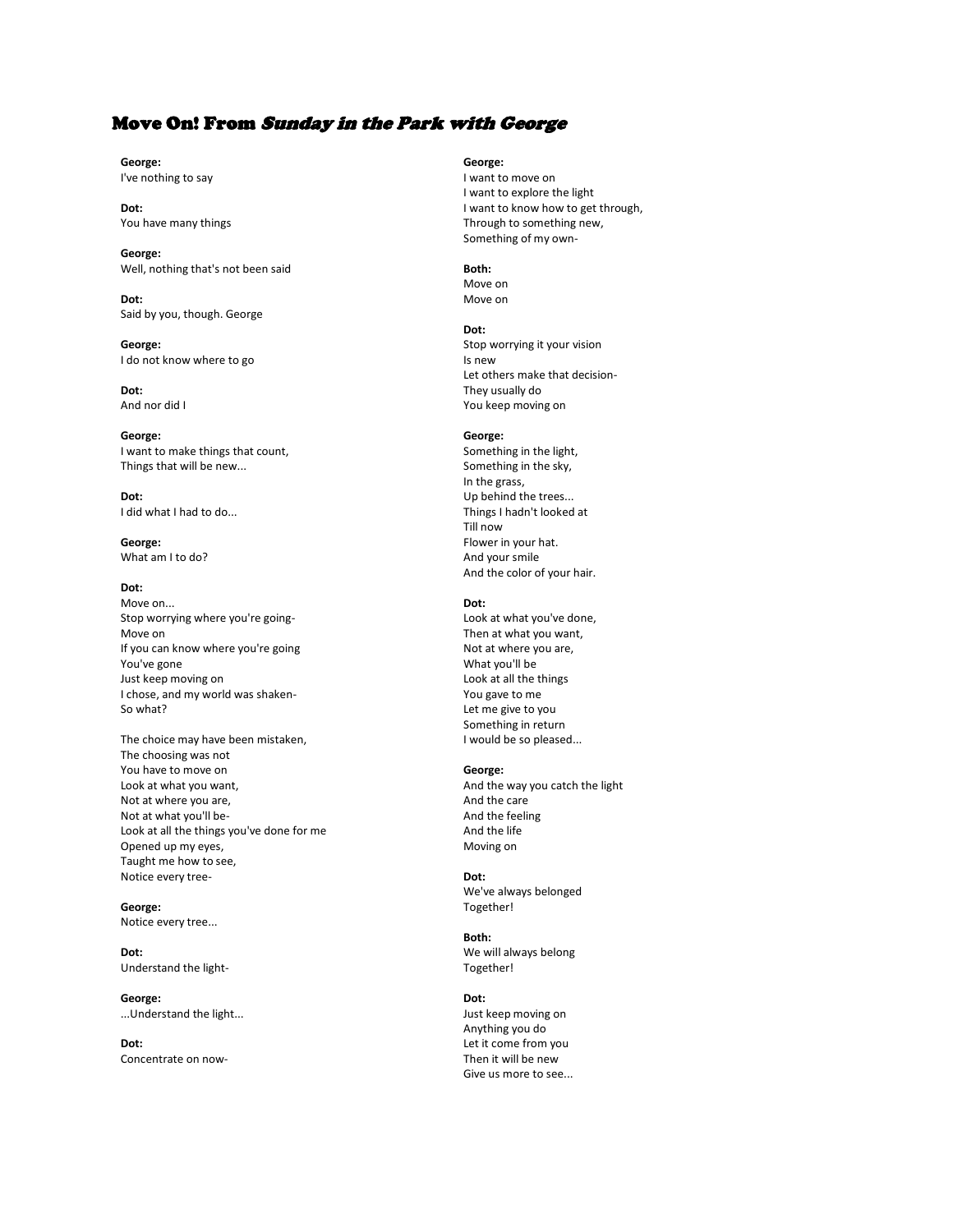# Move On! From *Sunday in the Park with George*

**George:**
I've nothing to say

**Dot:**
You have many things

**George:**
Well, nothing that's not been said

**Dot:**
Said by you, though. George

**George:**
I do not know where to go

**Dot:**
And nor did I

**George:**
I want to make things that count,
Things that will be new...

**Dot:**
I did what I had to do...

**George:**
What am I to do?

**Dot:**
Move on...
Stop worrying where you're going-
Move on
If you can know where you're going
You've gone
Just keep moving on
I chose, and my world was shaken-
So what?

The choice may have been mistaken,
The choosing was not
You have to move on
Look at what you want,
Not at where you are,
Not at what you'll be-
Look at all the things you've done for me
Opened up my eyes,
Taught me how to see,
Notice every tree-

**George:**
Notice every tree...

**Dot:**
Understand the light-

**George:**
...Understand the light...

**Dot:**
Concentrate on now-

**George:**
I want to move on
I want to explore the light
I want to know how to get through,
Through to something new,
Something of my own-

**Both:**
Move on
Move on

**Dot:**
Stop worrying it your vision
Is new
Let others make that decision-
They usually do
You keep moving on

**George:**
Something in the light,
Something in the sky,
In the grass,
Up behind the trees...
Things I hadn't looked at
Till now
Flower in your hat.
And your smile
And the color of your hair.

**Dot:**
Look at what you've done,
Then at what you want,
Not at where you are,
What you'll be
Look at all the things
You gave to me
Let me give to you
Something in return
I would be so pleased...

**George:**
And the way you catch the light
And the care
And the feeling
And the life
Moving on

**Dot:**
We've always belonged
Together!

**Both:**
We will always belong
Together!

**Dot:**
Just keep moving on
Anything you do
Let it come from you
Then it will be new
Give us more to see...